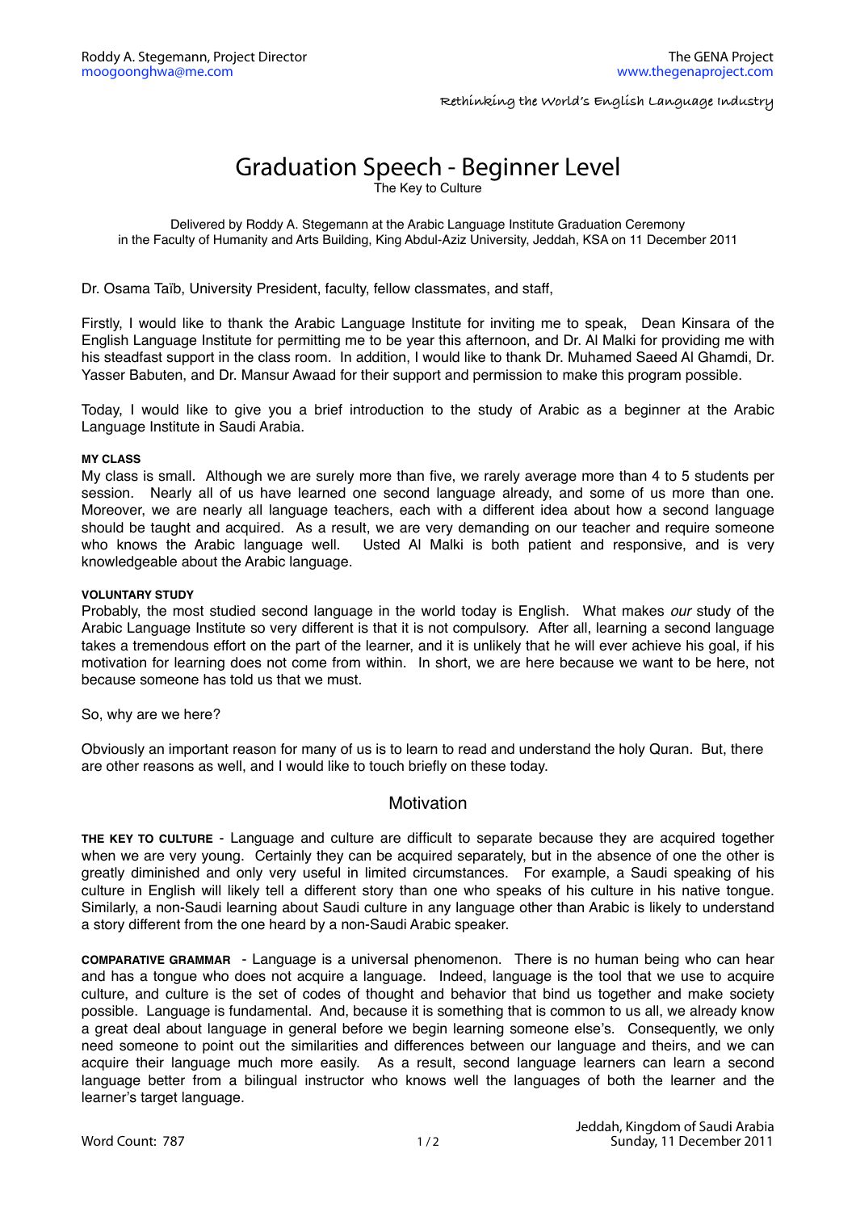Roddy A. Stegemann, Project Director
moogoonghwa@me.com

The GENA Project
www.thegenaproject.com

Rethinking the World's English Language Industry

# Graduation Speech - Beginner Level

The Key to Culture

Delivered by Roddy A. Stegemann at the Arabic Language Institute Graduation Ceremony in the Faculty of Humanity and Arts Building, King Abdul-Aziz University, Jeddah, KSA on 11 December 2011

Dr. Osama Taïb, University President, faculty, fellow classmates, and staff,

Firstly, I would like to thank the Arabic Language Institute for inviting me to speak, Dean Kinsara of the English Language Institute for permitting me to be year this afternoon, and Dr. Al Malki for providing me with his steadfast support in the class room. In addition, I would like to thank Dr. Muhamed Saeed Al Ghamdi, Dr. Yasser Babuten, and Dr. Mansur Awaad for their support and permission to make this program possible.

Today, I would like to give you a brief introduction to the study of Arabic as a beginner at the Arabic Language Institute in Saudi Arabia.

#### MY CLASS

My class is small. Although we are surely more than five, we rarely average more than 4 to 5 students per session. Nearly all of us have learned one second language already, and some of us more than one. Moreover, we are nearly all language teachers, each with a different idea about how a second language should be taught and acquired. As a result, we are very demanding on our teacher and require someone who knows the Arabic language well. Usted Al Malki is both patient and responsive, and is very knowledgeable about the Arabic language.

#### VOLUNTARY STUDY

Probably, the most studied second language in the world today is English. What makes *our* study of the Arabic Language Institute so very different is that it is not compulsory. After all, learning a second language takes a tremendous effort on the part of the learner, and it is unlikely that he will ever achieve his goal, if his motivation for learning does not come from within. In short, we are here because we want to be here, not because someone has told us that we must.

So, why are we here?

Obviously an important reason for many of us is to learn to read and understand the holy Quran. But, there are other reasons as well, and I would like to touch briefly on these today.

## Motivation

**THE KEY TO CULTURE** - Language and culture are difficult to separate because they are acquired together when we are very young. Certainly they can be acquired separately, but in the absence of one the other is greatly diminished and only very useful in limited circumstances. For example, a Saudi speaking of his culture in English will likely tell a different story than one who speaks of his culture in his native tongue. Similarly, a non-Saudi learning about Saudi culture in any language other than Arabic is likely to understand a story different from the one heard by a non-Saudi Arabic speaker.

**COMPARATIVE GRAMMAR** - Language is a universal phenomenon. There is no human being who can hear and has a tongue who does not acquire a language. Indeed, language is the tool that we use to acquire culture, and culture is the set of codes of thought and behavior that bind us together and make society possible. Language is fundamental. And, because it is something that is common to us all, we already know a great deal about language in general before we begin learning someone else's. Consequently, we only need someone to point out the similarities and differences between our language and theirs, and we can acquire their language much more easily. As a result, second language learners can learn a second language better from a bilingual instructor who knows well the languages of both the learner and the learner's target language.

Word Count: 787

Jeddah, Kingdom of Saudi Arabia
Sunday, 11 December 2011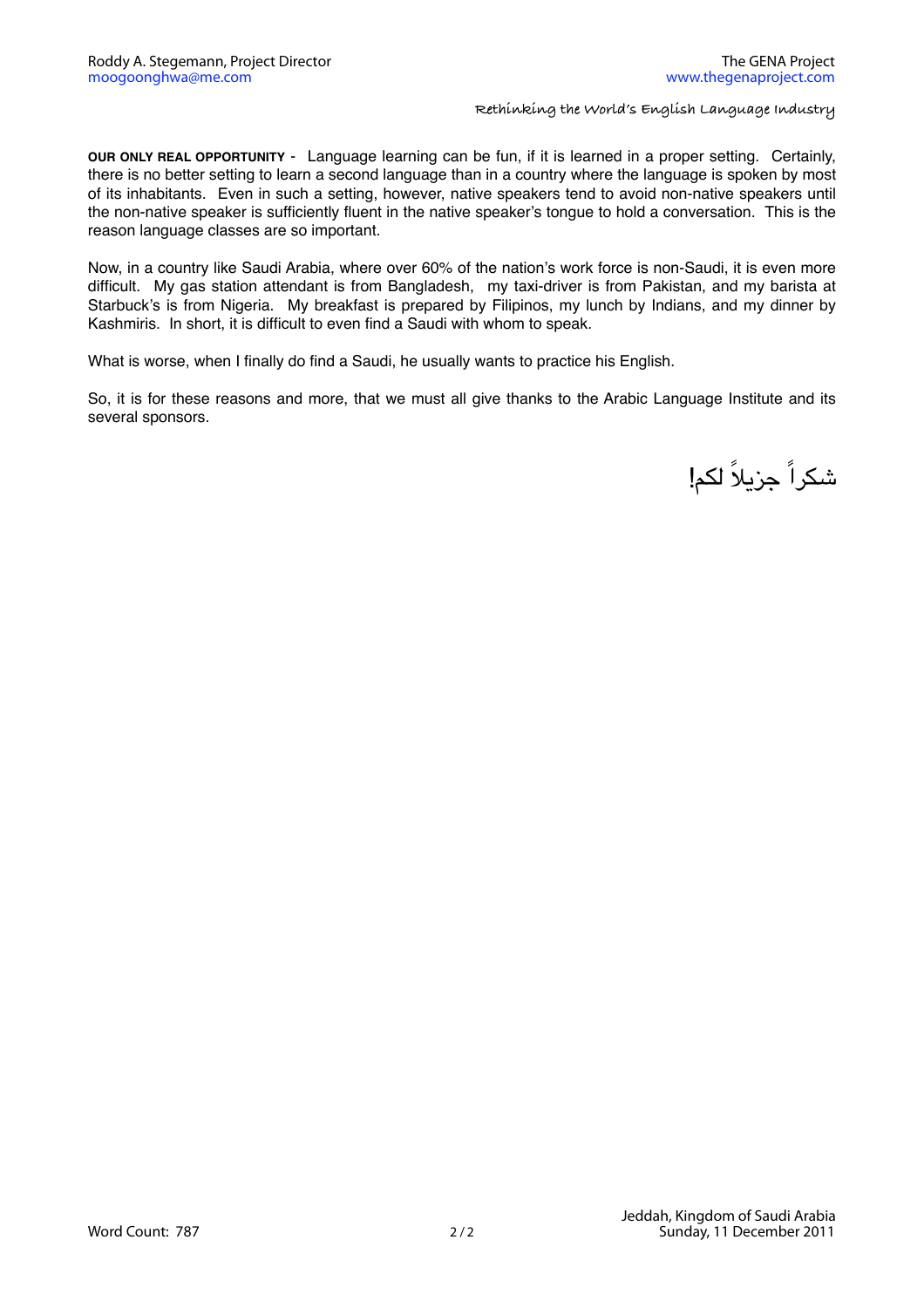**OUR ONLY REAL OPPORTUNITY** - Language learning can be fun, if it is learned in a proper setting. Certainly, there is no better setting to learn a second language than in a country where the language is spoken by most of its inhabitants. Even in such a setting, however, native speakers tend to avoid non-native speakers until the non-native speaker is sufficiently fluent in the native speaker's tongue to hold a conversation. This is the reason language classes are so important.

Now, in a country like Saudi Arabia, where over 60% of the nation's work force is non-Saudi, it is even more difficult. My gas station attendant is from Bangladesh, my taxi-driver is from Pakistan, and my barista at Starbuck's is from Nigeria. My breakfast is prepared by Filipinos, my lunch by Indians, and my dinner by Kashmiris. In short, it is difficult to even find a Saudi with whom to speak.

What is worse, when I finally do find a Saudi, he usually wants to practice his English.

So, it is for these reasons and more, that we must all give thanks to the Arabic Language Institute and its several sponsors.

شكراً جزيلاً لكم!

Word Count: 787

Jeddah, Kingdom of Saudi Arabia
Sunday, 11 December 2011